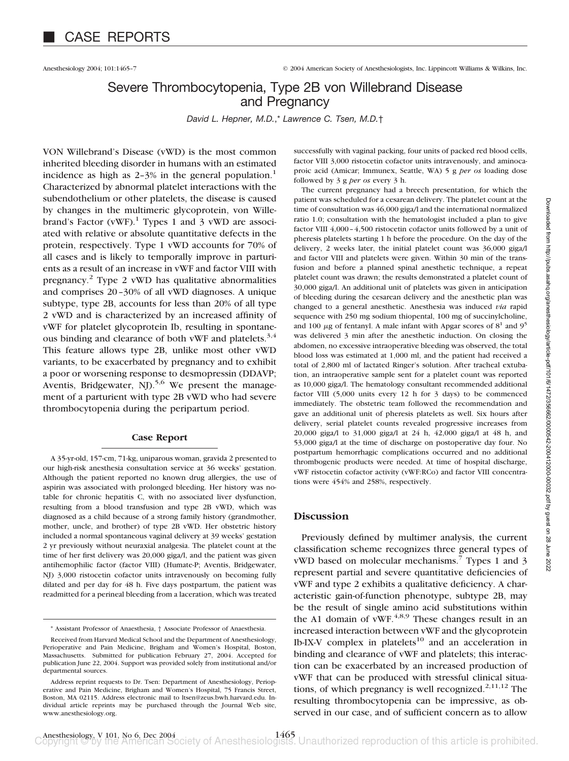# CASE REPORTS

# Severe Thrombocytopenia, Type 2B von Willebrand Disease and Pregnancy

*David L. Hepner, M.D.,\* Lawrence C. Tsen, M.D.†*

VON Willebrand's Disease (vWD) is the most common inherited bleeding disorder in humans with an estimated incidence as high as 2–3% in the general population.[1] Characterized by abnormal platelet interactions with the subendothelium or other platelets, the disease is caused by changes in the multimeric glycoprotein, von Willebrand's Factor (vWF).[1] Types 1 and 3 vWD are associated with relative or absolute quantitative defects in the protein, respectively. Type 1 vWD accounts for 70% of all cases and is likely to temporally improve in parturients as a result of an increase in vWF and factor VIII with pregnancy.[2] Type 2 vWD has qualitative abnormalities and comprises 20–30% of all vWD diagnoses. A unique subtype, type 2B, accounts for less than 20% of all type 2 vWD and is characterized by an increased affinity of vWF for platelet glycoprotein Ib, resulting in spontaneous binding and clearance of both vWF and platelets.[3,4] This feature allows type 2B, unlike most other vWD variants, to be exacerbated by pregnancy and to exhibit a poor or worsening response to desmopressin (DDAVP; Aventis, Bridgewater, NJ).[5,6] We present the management of a parturient with type 2B vWD who had severe thrombocytopenia during the peripartum period.

## Case Report

A 35-yr-old, 157-cm, 71-kg, uniparous woman, gravida 2 presented to our high-risk anesthesia consultation service at 36 weeks' gestation. Although the patient reported no known drug allergies, the use of aspirin was associated with prolonged bleeding. Her history was notable for chronic hepatitis C, with no associated liver dysfunction, resulting from a blood transfusion and type 2B vWD, which was diagnosed as a child because of a strong family history (grandmother, mother, uncle, and brother) of type 2B vWD. Her obstetric history included a normal spontaneous vaginal delivery at 39 weeks' gestation 2 yr previously without neuraxial analgesia. The platelet count at the time of her first delivery was 20,000 giga/l, and the patient was given antihemophilic factor (factor VIII) (Humate-P; Aventis, Bridgewater, NJ) 3,000 ristocetin cofactor units intravenously on becoming fully dilated and per day for 48 h. Five days postpartum, the patient was readmitted for a perineal bleeding from a laceration, which was treated successfully with vaginal packing, four units of packed red blood cells, factor VIII 3,000 ristocetin cofactor units intravenously, and aminocaproic acid (Amicar; Immunex, Seattle, WA) 5 g *per os* loading dose followed by 3 g *per os* every 3 h.

The current pregnancy had a breech presentation, for which the patient was scheduled for a cesarean delivery. The platelet count at the time of consultation was 46,000 giga/l and the international normalized ratio 1.0; consultation with the hematologist included a plan to give factor VIII 4,000–4,500 ristocetin cofactor units followed by a unit of pheresis platelets starting 1 h before the procedure. On the day of the delivery, 2 weeks later, the initial platelet count was 36,000 giga/l and factor VIII and platelets were given. Within 30 min of the transfusion and before a planned spinal anesthetic technique, a repeat platelet count was drawn; the results demonstrated a platelet count of 30,000 giga/l. An additional unit of platelets was given in anticipation of bleeding during the cesarean delivery and the anesthetic plan was changed to a general anesthetic. Anesthesia was induced *via* rapid sequence with 250 mg sodium thiopental, 100 mg of succinylcholine, and 100 $\mu$g of fentanyl. A male infant with Apgar scores of $8^1$ and $9^5$ was delivered 3 min after the anesthetic induction. On closing the abdomen, no excessive intraoperative bleeding was observed, the total blood loss was estimated at 1,000 ml, and the patient had received a total of 2,800 ml of lactated Ringer's solution. After tracheal extubation, an intraoperative sample sent for a platelet count was reported as 10,000 giga/l. The hematology consultant recommended additional factor VIII (5,000 units every 12 h for 3 days) to be commenced immediately. The obstetric team followed the recommendation and gave an additional unit of pheresis platelets as well. Six hours after delivery, serial platelet counts revealed progressive increases from 20,000 giga/l to 31,000 giga/l at 24 h, 42,000 giga/l at 48 h, and 53,000 giga/l at the time of discharge on postoperative day four. No postpartum hemorrhagic complications occurred and no additional thrombogenic products were needed. At time of hospital discharge, vWF ristocetin cofactor activity (vWF:RCo) and factor VIII concentrations were 454% and 258%, respectively.

## Discussion

Previously defined by multimer analysis, the current classification scheme recognizes three general types of vWD based on molecular mechanisms.[7] Types 1 and 3 represent partial and severe quantitative deficiencies of vWF and type 2 exhibits a qualitative deficiency. A characteristic gain-of-function phenotype, subtype 2B, may be the result of single amino acid substitutions within the A1 domain of vWF.[4,8,9] These changes result in an increased interaction between vWF and the glycoprotein Ib-IX-V complex in platelets[10] and an acceleration in binding and clearance of vWF and platelets; this interaction can be exacerbated by an increased production of vWF that can be produced with stressful clinical situations, of which pregnancy is well recognized.[2,11,12] The resulting thrombocytopenia can be impressive, as observed in our case, and of sufficient concern as to allow

---

\* Assistant Professor of Anaesthesia, † Associate Professor of Anaesthesia.

Received from Harvard Medical School and the Department of Anesthesiology, Perioperative and Pain Medicine, Brigham and Women's Hospital, Boston, Massachusetts. Submitted for publication February 27, 2004. Accepted for publication June 22, 2004. Support was provided solely from institutional and/or departmental sources.

Address reprint requests to Dr. Tsen: Department of Anesthesiology, Perioperative and Pain Medicine, Brigham and Women's Hospital, 75 Francis Street, Boston, MA 02115. Address electronic mail to ltsen@zeus.bwh.harvard.edu. Individual article reprints may be purchased through the Journal Web site, www.anesthesiology.org.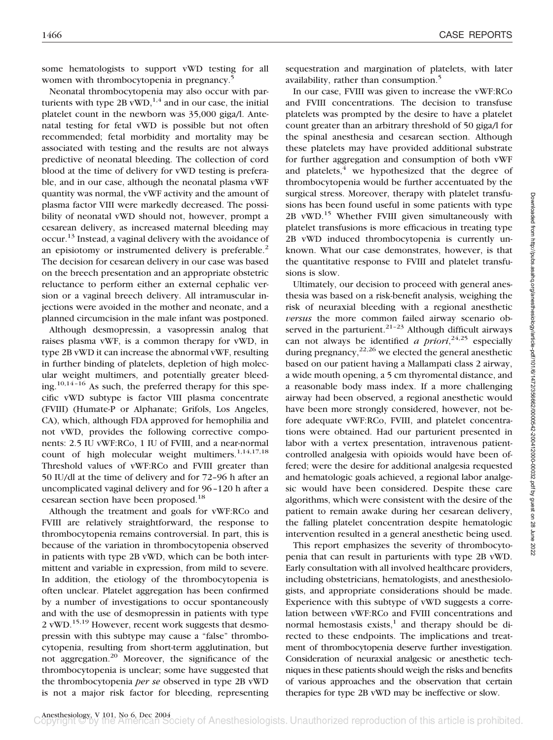some hematologists to support vWD testing for all women with thrombocytopenia in pregnancy.[5]

Neonatal thrombocytopenia may also occur with parturients with type 2B vWD,[1,4] and in our case, the initial platelet count in the newborn was 35,000 giga/l. Antenatal testing for fetal vWD is possible but not often recommended; fetal morbidity and mortality may be associated with testing and the results are not always predictive of neonatal bleeding. The collection of cord blood at the time of delivery for vWD testing is preferable, and in our case, although the neonatal plasma vWF quantity was normal, the vWF activity and the amount of plasma factor VIII were markedly decreased. The possibility of neonatal vWD should not, however, prompt a cesarean delivery, as increased maternal bleeding may occur.[13] Instead, a vaginal delivery with the avoidance of an episiotomy or instrumented delivery is preferable.[2] The decision for cesarean delivery in our case was based on the breech presentation and an appropriate obstetric reluctance to perform either an external cephalic version or a vaginal breech delivery. All intramuscular injections were avoided in the mother and neonate, and a planned circumcision in the male infant was postponed.

Although desmopressin, a vasopressin analog that raises plasma vWF, is a common therapy for vWD, in type 2B vWD it can increase the abnormal vWF, resulting in further binding of platelets, depletion of high molecular weight multimers, and potentially greater bleeding.[10,14–16] As such, the preferred therapy for this specific vWD subtype is factor VIII plasma concentrate (FVIII) (Humate-P or Alphanate; Grifols, Los Angeles, CA), which, although FDA approved for hemophilia and not vWD, provides the following corrective components: 2.5 IU vWF:RCo, 1 IU of FVIII, and a near-normal count of high molecular weight multimers.[1,14,17,18] Threshold values of vWF:RCo and FVIII greater than 50 IU/dl at the time of delivery and for 72–96 h after an uncomplicated vaginal delivery and for 96–120 h after a cesarean section have been proposed.[18]

Although the treatment and goals for vWF:RCo and FVIII are relatively straightforward, the response to thrombocytopenia remains controversial. In part, this is because of the variation in thrombocytopenia observed in patients with type 2B vWD, which can be both intermittent and variable in expression, from mild to severe. In addition, the etiology of the thrombocytopenia is often unclear. Platelet aggregation has been confirmed by a number of investigations to occur spontaneously and with the use of desmopressin in patients with type 2 vWD.[15,19] However, recent work suggests that desmopressin with this subtype may cause a "false" thrombocytopenia, resulting from short-term agglutination, but not aggregation.[20] Moreover, the significance of the thrombocytopenia is unclear; some have suggested that the thrombocytopenia *per se* observed in type 2B vWD is not a major risk factor for bleeding, representing sequestration and margination of platelets, with later availability, rather than consumption.[5]

In our case, FVIII was given to increase the vWF:RCo and FVIII concentrations. The decision to transfuse platelets was prompted by the desire to have a platelet count greater than an arbitrary threshold of 50 giga/l for the spinal anesthesia and cesarean section. Although these platelets may have provided additional substrate for further aggregation and consumption of both vWF and platelets,[4] we hypothesized that the degree of thrombocytopenia would be further accentuated by the surgical stress. Moreover, therapy with platelet transfusions has been found useful in some patients with type 2B vWD.[15] Whether FVIII given simultaneously with platelet transfusions is more efficacious in treating type 2B vWD induced thrombocytopenia is currently unknown. What our case demonstrates, however, is that the quantitative response to FVIII and platelet transfusions is slow.

Ultimately, our decision to proceed with general anesthesia was based on a risk-benefit analysis, weighing the risk of neuraxial bleeding with a regional anesthetic *versus* the more common failed airway scenario observed in the parturient.[21–23] Although difficult airways can not always be identified *a priori*,[24,25] especially during pregnancy,[22,26] we elected the general anesthetic based on our patient having a Mallampati class 2 airway, a wide mouth opening, a 5 cm thyromental distance, and a reasonable body mass index. If a more challenging airway had been observed, a regional anesthetic would have been more strongly considered, however, not before adequate vWF:RCo, FVIII, and platelet concentrations were obtained. Had our parturient presented in labor with a vertex presentation, intravenous patient-controlled analgesia with opioids would have been offered; were the desire for additional analgesia requested and hematologic goals achieved, a regional labor analgesic would have been considered. Despite these care algorithms, which were consistent with the desire of the patient to remain awake during her cesarean delivery, the falling platelet concentration despite hematologic intervention resulted in a general anesthetic being used.

This report emphasizes the severity of thrombocytopenia that can result in parturients with type 2B vWD. Early consultation with all involved healthcare providers, including obstetricians, hematologists, and anesthesiologists, and appropriate considerations should be made. Experience with this subtype of vWD suggests a correlation between vWF:RCo and FVIII concentrations and normal hemostasis exists,[1] and therapy should be directed to these endpoints. The implications and treatment of thrombocytopenia deserve further investigation. Consideration of neuraxial analgesic or anesthetic techniques in these patients should weigh the risks and benefits of various approaches and the observation that certain therapies for type 2B vWD may be ineffective or slow.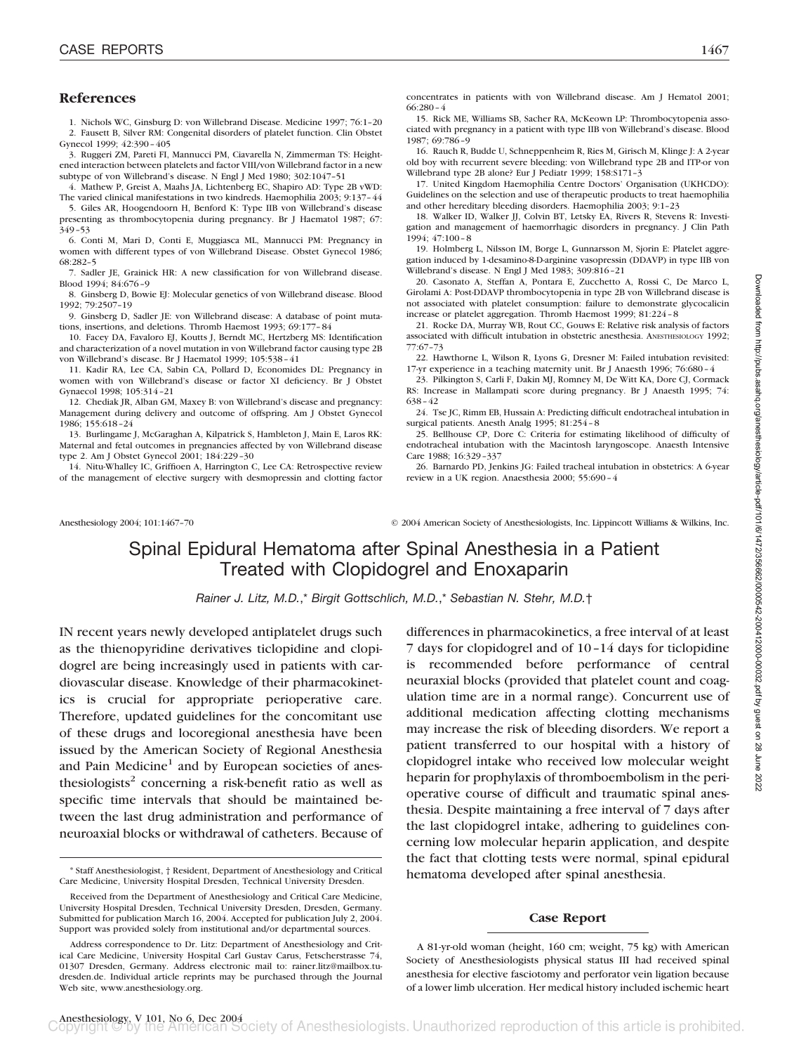## References

1. Nichols WC, Ginsburg D: von Willebrand Disease. Medicine 1997; 76:1–20
2. Fausett B, Silver RM: Congenital disorders of platelet function. Clin Obstet Gynecol 1999; 42:390–405
3. Ruggeri ZM, Pareti FI, Mannucci PM, Ciavarella N, Zimmerman TS: Heightened interaction between platelets and factor VIII/von Willebrand factor in a new subtype of von Willebrand's disease. N Engl J Med 1980; 302:1047–51
4. Mathew P, Greist A, Maahs JA, Lichtenberg EC, Shapiro AD: Type 2B vWD: The varied clinical manifestations in two kindreds. Haemophilia 2003; 9:137–44
5. Giles AR, Hoogendoorn H, Benford K: Type IIB von Willebrand's disease presenting as thrombocytopenia during pregnancy. Br J Haematol 1987; 67:349–53
6. Conti M, Mari D, Conti E, Muggiasca ML, Mannucci PM: Pregnancy in women with different types of von Willebrand Disease. Obstet Gynecol 1986; 68:282–5
7. Sadler JE, Grainick HR: A new classification for von Willebrand disease. Blood 1994; 84:676–9
8. Ginsberg D, Bowie EJ: Molecular genetics of von Willebrand disease. Blood 1992; 79:2507–19
9. Ginsberg D, Sadler JE: von Willebrand disease: A database of point mutations, insertions, and deletions. Thromb Haemost 1993; 69:177–84
10. Facey DA, Favaloro EJ, Koutts J, Berndt MC, Hertzberg MS: Identification and characterization of a novel mutation in von Willebrand factor causing type 2B von Willebrand's disease. Br J Haematol 1999; 105:538–41
11. Kadir RA, Lee CA, Sabin CA, Pollard D, Economides DL: Pregnancy in women with von Willebrand's disease or factor XI deficiency. Br J Obstet Gynaecol 1998; 105:314–21
12. Chediak JR, Alban GM, Maxey B: von Willebrand's disease and pregnancy: Management during delivery and outcome of offspring. Am J Obstet Gynecol 1986; 155:618–24
13. Burlingame J, McGaraghan A, Kilpatrick S, Hambleton J, Main E, Laros RK: Maternal and fetal outcomes in pregnancies affected by von Willebrand disease type 2. Am J Obstet Gynecol 2001; 184:229–30
14. Nitu-Whalley IC, Griffioen A, Harrington C, Lee CA: Retrospective review of the management of elective surgery with desmopressin and clotting factor concentrates in patients with von Willebrand disease. Am J Hematol 2001; 66:280–4
15. Rick ME, Williams SB, Sacher RA, McKeown LP: Thrombocytopenia associated with pregnancy in a patient with type IIB von Willebrand's disease. Blood 1987; 69:786–9
16. Rauch R, Budde U, Schneppenheim R, Ries M, Girisch M, Klinge J: A 2-year old boy with recurrent severe bleeding: von Willebrand type 2B and ITP-or von Willebrand type 2B alone? Eur J Pediatr 1999; 158:S171–3
17. United Kingdom Haemophilia Centre Doctors' Organisation (UKHCDO): Guidelines on the selection and use of therapeutic products to treat haemophilia and other hereditary bleeding disorders. Haemophilia 2003; 9:1–23
18. Walker ID, Walker JJ, Colvin BT, Letsky EA, Rivers R, Stevens R: Investigation and management of haemorrhagic disorders in pregnancy. J Clin Path 1994; 47:100–8
19. Holmberg L, Nilsson IM, Borge L, Gunnarsson M, Sjorin E: Platelet aggregation induced by 1-desamino-8-D-arginine vasopressin (DDAVP) in type IIB von Willebrand's disease. N Engl J Med 1983; 309:816–21
20. Casonato A, Steffan A, Pontara E, Zucchetto A, Rossi C, De Marco L, Girolami A: Post-DDAVP thrombocytopenia in type 2B von Willebrand disease is not associated with platelet consumption: failure to demonstrate glycocalicin increase or platelet aggregation. Thromb Haemost 1999; 81:224–8
21. Rocke DA, Murray WB, Rout CC, Gouws E: Relative risk analysis of factors associated with difficult intubation in obstetric anesthesia. Anesthesiology 1992; 77:67–73
22. Hawthorne L, Wilson R, Lyons G, Dresner M: Failed intubation revisited: 17-yr experience in a teaching maternity unit. Br J Anaesth 1996; 76:680–4
23. Pilkington S, Carli F, Dakin MJ, Romney M, De Witt KA, Dore CJ, Cormack RS: Increase in Mallampati score during pregnancy. Br J Anaesth 1995; 74:638–42
24. Tse JC, Rimm EB, Hussain A: Predicting difficult endotracheal intubation in surgical patients. Anesth Analg 1995; 81:254–8
25. Bellhouse CP, Dore C: Criteria for estimating likelihood of difficulty of endotracheal intubation with the Macintosh laryngoscope. Anaesth Intensive Care 1988; 16:329–337
26. Barnardo PD, Jenkins JG: Failed tracheal intubation in obstetrics: A 6-year review in a UK region. Anaesthesia 2000; 55:690–4

Anesthesiology 2004; 101:1467–70 © 2004 American Society of Anesthesiologists, Inc. Lippincott Williams & Wilkins, Inc.

# Spinal Epidural Hematoma after Spinal Anesthesia in a Patient Treated with Clopidogrel and Enoxaparin

*Rainer J. Litz, M.D.,\* Birgit Gottschlich, M.D.,\* Sebastian N. Stehr, M.D.†*

IN recent years newly developed antiplatelet drugs such as the thienopyridine derivatives ticlopidine and clopidogrel are being increasingly used in patients with cardiovascular disease. Knowledge of their pharmacokinetics is crucial for appropriate perioperative care. Therefore, updated guidelines for the concomitant use of these drugs and locoregional anesthesia have been issued by the American Society of Regional Anesthesia and Pain Medicine[1] and by European societies of anesthesiologists[2] concerning a risk-benefit ratio as well as specific time intervals that should be maintained between the last drug administration and performance of neuroaxial blocks or withdrawal of catheters. Because of differences in pharmacokinetics, a free interval of at least 7 days for clopidogrel and of 10–14 days for ticlopidine is recommended before performance of central neuraxial blocks (provided that platelet count and coagulation time are in a normal range). Concurrent use of additional medication affecting clotting mechanisms may increase the risk of bleeding disorders. We report a patient transferred to our hospital with a history of clopidogrel intake who received low molecular weight heparin for prophylaxis of thromboembolism in the perioperative course of difficult and traumatic spinal anesthesia. Despite maintaining a free interval of 7 days after the last clopidogrel intake, adhering to guidelines concerning low molecular heparin application, and despite the fact that clotting tests were normal, spinal epidural hematoma developed after spinal anesthesia.

\* Staff Anesthesiologist, † Resident, Department of Anesthesiology and Critical Care Medicine, University Hospital Dresden, Technical University Dresden.

Received from the Department of Anesthesiology and Critical Care Medicine, University Hospital Dresden, Technical University Dresden, Dresden, Germany. Submitted for publication March 16, 2004. Accepted for publication July 2, 2004. Support was provided solely from institutional and/or departmental sources.

Address correspondence to Dr. Litz: Department of Anesthesiology and Critical Care Medicine, University Hospital Carl Gustav Carus, Fetscherstrasse 74, 01307 Dresden, Germany. Address electronic mail to: rainer.litz@mailbox.tu-dresden.de. Individual article reprints may be purchased through the Journal Web site, www.anesthesiology.org.

## Case Report

A 81-yr-old woman (height, 160 cm; weight, 75 kg) with American Society of Anesthesiologists physical status III had received spinal anesthesia for elective fasciotomy and perforator vein ligation because of a lower limb ulceration. Her medical history included ischemic heart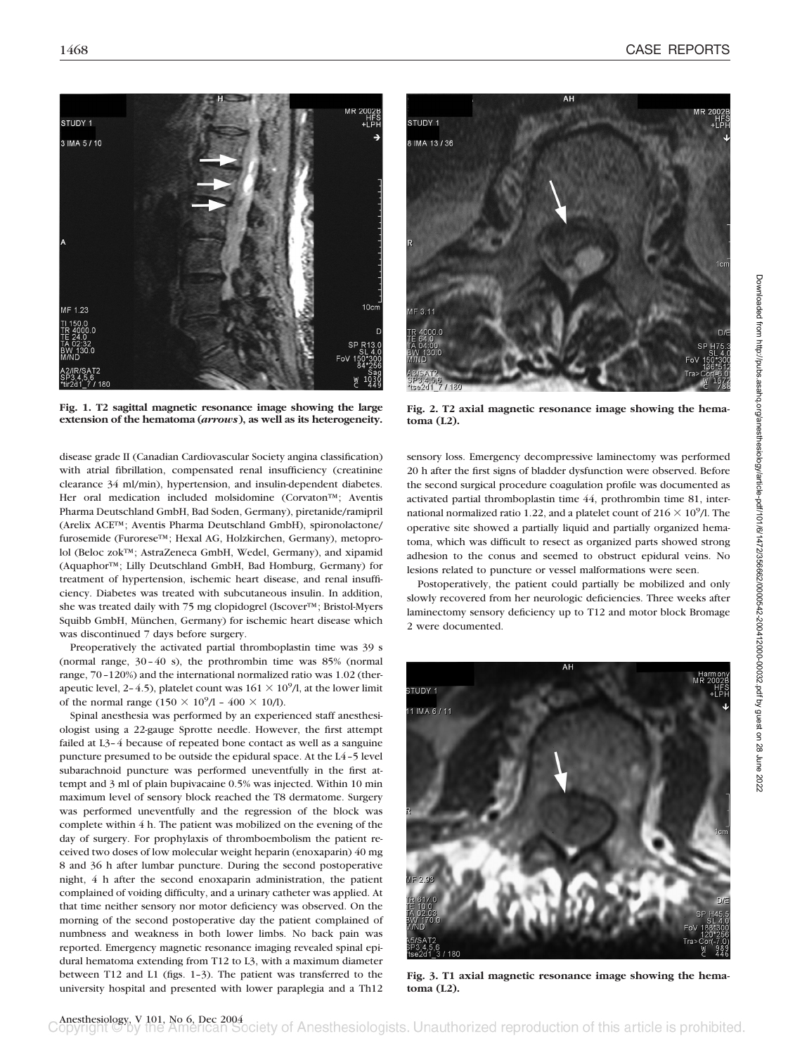Fig. 1. T2 sagittal magnetic resonance image showing the large extension of the hematoma (*arrows*), as well as its heterogeneity.

Fig. 2. T2 axial magnetic resonance image showing the hematoma (L2).

disease grade II (Canadian Cardiovascular Society angina classification) with atrial fibrillation, compensated renal insufficiency (creatinine clearance 34 ml/min), hypertension, and insulin-dependent diabetes. Her oral medication included molsidomine (Corvaton™; Aventis Pharma Deutschland GmbH, Bad Soden, Germany), piretanide/ramipril (Arelix ACE™; Aventis Pharma Deutschland GmbH), spironolactone/furosemide (Furorese™; Hexal AG, Holzkirchen, Germany), metoprolol (Beloc zok™; AstraZeneca GmbH, Wedel, Germany), and xipamid (Aquaphor™; Lilly Deutschland GmbH, Bad Homburg, Germany) for treatment of hypertension, ischemic heart disease, and renal insufficiency. Diabetes was treated with subcutaneous insulin. In addition, she was treated daily with 75 mg clopidogrel (Iscover™; Bristol-Myers Squibb GmbH, München, Germany) for ischemic heart disease which was discontinued 7 days before surgery.

Preoperatively the activated partial thromboplastin time was 39 s (normal range, 30–40 s), the prothrombin time was 85% (normal range, 70–120%) and the international normalized ratio was 1.02 (therapeutic level, 2–4.5), platelet count was $161 \times 10^9$/l, at the lower limit of the normal range ($150 \times 10^9$/l – $400 \times 10$/l).

Spinal anesthesia was performed by an experienced staff anesthesiologist using a 22-gauge Sprotte needle. However, the first attempt failed at L3–4 because of repeated bone contact as well as a sanguine puncture presumed to be outside the epidural space. At the L4–5 level subarachnoid puncture was performed uneventfully in the first attempt and 3 ml of plain bupivacaine 0.5% was injected. Within 10 min maximum level of sensory block reached the T8 dermatome. Surgery was performed uneventfully and the regression of the block was complete within 4 h. The patient was mobilized on the evening of the day of surgery. For prophylaxis of thromboembolism the patient received two doses of low molecular weight heparin (enoxaparin) 40 mg 8 and 36 h after lumbar puncture. During the second postoperative night, 4 h after the second enoxaparin administration, the patient complained of voiding difficulty, and a urinary catheter was applied. At that time neither sensory nor motor deficiency was observed. On the morning of the second postoperative day the patient complained of numbness and weakness in both lower limbs. No back pain was reported. Emergency magnetic resonance imaging revealed spinal epidural hematoma extending from T12 to L3, with a maximum diameter between T12 and L1 (figs. 1–3). The patient was transferred to the university hospital and presented with lower paraplegia and a Th12 sensory loss. Emergency decompressive laminectomy was performed 20 h after the first signs of bladder dysfunction were observed. Before the second surgical procedure coagulation profile was documented as activated partial thromboplastin time 44, prothrombin time 81, international normalized ratio 1.22, and a platelet count of $216 \times 10^9$/l. The operative site showed a partially liquid and partially organized hematoma, which was difficult to resect as organized parts showed strong adhesion to the conus and seemed to obstruct epidural veins. No lesions related to puncture or vessel malformations were seen.

Postoperatively, the patient could partially be mobilized and only slowly recovered from her neurologic deficiencies. Three weeks after laminectomy sensory deficiency up to T12 and motor block Bromage 2 were documented.

Fig. 3. T1 axial magnetic resonance image showing the hematoma (L2).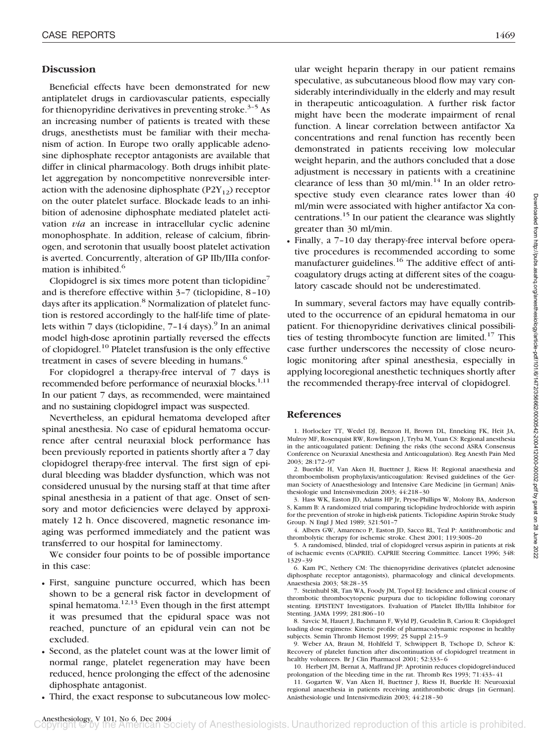## Discussion

Beneficial effects have been demonstrated for new antiplatelet drugs in cardiovascular patients, especially for thienopyridine derivatives in preventing stroke.[3–5] As an increasing number of patients is treated with these drugs, anesthetists must be familiar with their mechanism of action. In Europe two orally applicable adenosine diphosphate receptor antagonists are available that differ in clinical pharmacology. Both drugs inhibit platelet aggregation by noncompetitive nonreversible interaction with the adenosine diphosphate ($P2Y_{12}$) receptor on the outer platelet surface. Blockade leads to an inhibition of adenosine diphosphate mediated platelet activation *via* an increase in intracellular cyclic adenine monophosphate. In addition, release of calcium, fibrinogen, and serotonin that usually boost platelet activation is averted. Concurrently, alteration of GP IIb/IIIa conformation is inhibited.[6]

Clopidogrel is six times more potent than ticlopidine[7] and is therefore effective within 3–7 (ticlopidine, 8–10) days after its application.[8] Normalization of platelet function is restored accordingly to the half-life time of platelets within 7 days (ticlopidine, 7–14 days).[9] In an animal model high-dose aprotinin partially reversed the effects of clopidogrel.[10] Platelet transfusion is the only effective treatment in cases of severe bleeding in humans.[6]

For clopidogrel a therapy-free interval of 7 days is recommended before performance of neuraxial blocks.[1,11] In our patient 7 days, as recommended, were maintained and no sustaining clopidogrel impact was suspected.

Nevertheless, an epidural hematoma developed after spinal anesthesia. No case of epidural hematoma occurrence after central neuraxial block performance has been previously reported in patients shortly after a 7 day clopidogrel therapy-free interval. The first sign of epidural bleeding was bladder dysfunction, which was not considered unusual by the nursing staff at that time after spinal anesthesia in a patient of that age. Onset of sensory and motor deficiencies were delayed by approximately 12 h. Once discovered, magnetic resonance imaging was performed immediately and the patient was transferred to our hospital for laminectomy.

We consider four points to be of possible importance in this case:

- First, sanguine puncture occurred, which has been shown to be a general risk factor in development of spinal hematoma.[12,13] Even though in the first attempt it was presumed that the epidural space was not reached, puncture of an epidural vein can not be excluded.
- Second, as the platelet count was at the lower limit of normal range, platelet regeneration may have been reduced, hence prolonging the effect of the adenosine diphosphate antagonist.
- Third, the exact response to subcutaneous low molecular weight heparin therapy in our patient remains speculative, as subcutaneous blood flow may vary considerably interindividually in the elderly and may result in therapeutic anticoagulation. A further risk factor might have been the moderate impairment of renal function. A linear correlation between antifactor Xa concentrations and renal function has recently been demonstrated in patients receiving low molecular weight heparin, and the authors concluded that a dose adjustment is necessary in patients with a creatinine clearance of less than 30 ml/min.[14] In an older retrospective study even clearance rates lower than 40 ml/min were associated with higher antifactor Xa concentrations.[15] In our patient the clearance was slightly greater than 30 ml/min.
- Finally, a 7–10 day therapy-free interval before operative procedures is recommended according to some manufacturer guidelines.[16] The additive effect of anticoagulatory drugs acting at different sites of the coagulatory cascade should not be underestimated.

In summary, several factors may have equally contributed to the occurrence of an epidural hematoma in our patient. For thienopyridine derivatives clinical possibilities of testing thrombocyte function are limited.[17] This case further underscores the necessity of close neurologic monitoring after spinal anesthesia, especially in applying locoregional anesthetic techniques shortly after the recommended therapy-free interval of clopidogrel.

## References

1. Horlocker TT, Wedel DJ, Benzon H, Brown DL, Enneking FK, Heit JA, Mulroy MF, Rosenquist RW, Rowlingson J, Tryba M, Yuan CS: Regional anesthesia in the anticoagulated patient: Defining the risks (the second ASRA Consensus Conference on Neuraxial Anesthesia and Anticoagulation). Reg Anesth Pain Med 2003; 28:172–97
2. Buerkle H, Van Aken H, Buettner J, Riess H: Regional anaesthesia and thromboembolism prophylaxis/anticoagulation: Revised guidelines of the German Society of Anaesthesiology and Intensive Care Medicine [in German] Anästhesiologie und Intensivmedizin 2003; 44:218–30
3. Hass WK, Easton JD, Adams HP Jr, Pryse-Phillips W, Molony BA, Anderson S, Kamm B: A randomized trial comparing ticlopidine hydrochloride with aspirin for the prevention of stroke in high-risk patients. Ticlopidine Aspirin Stroke Study Group. N Engl J Med 1989; 321:501–7
4. Albers GW, Amarenco P, Easton JD, Sacco RL, Teal P: Antithrombotic and thrombolytic therapy for ischemic stroke. Chest 2001; 119:300S–20
5. A randomised, blinded, trial of clopidogrel versus aspirin in patients at risk of ischaemic events (CAPRIE). CAPRIE Steering Committee. Lancet 1996; 348: 1329–39
6. Kam PC, Nethery CM: The thienopyridine derivatives (platelet adenosine diphosphate receptor antagonists), pharmacology and clinical developments. Anaesthesia 2003; 58:28–35
7. Steinhubl SR, Tan WA, Foody JM, Topol EJ: Incidence and clinical course of thrombotic thrombocytopenic purpura due to ticlopidine following coronary stenting. EPISTENT Investigators. Evaluation of Platelet IIb/IIIa Inhibitor for Stenting. JAMA 1999; 281:806–10
8. Savcic M, Hauert J, Bachmann F, Wyld PJ, Geudelin B, Cariou R: Clopidogrel loading dose regimens: Kinetic profile of pharmacodynamic response in healthy subjects. Semin Thromb Hemost 1999; 25 Suppl 2:15–9
9. Weber AA, Braun M, Hohlfeld T, Schwippert B, Tschope D, Schror K: Recovery of platelet function after discontinuation of clopidogrel treatment in healthy volunteers. Br J Clin Pharmacol 2001; 52:333–6
10. Herbert JM, Bernat A, Maffrand JP: Aprotinin reduces clopidogrel-induced prolongation of the bleeding time in the rat. Thromb Res 1993; 71:433–41
11. Gogarten W, Van Aken H, Buettner J, Riess H, Buerkle H: Neuroaxial regional anaesthesia in patients receiving antithrombotic drugs [in German]. Anästhesiologie und Intensivmedizin 2003; 44:218–30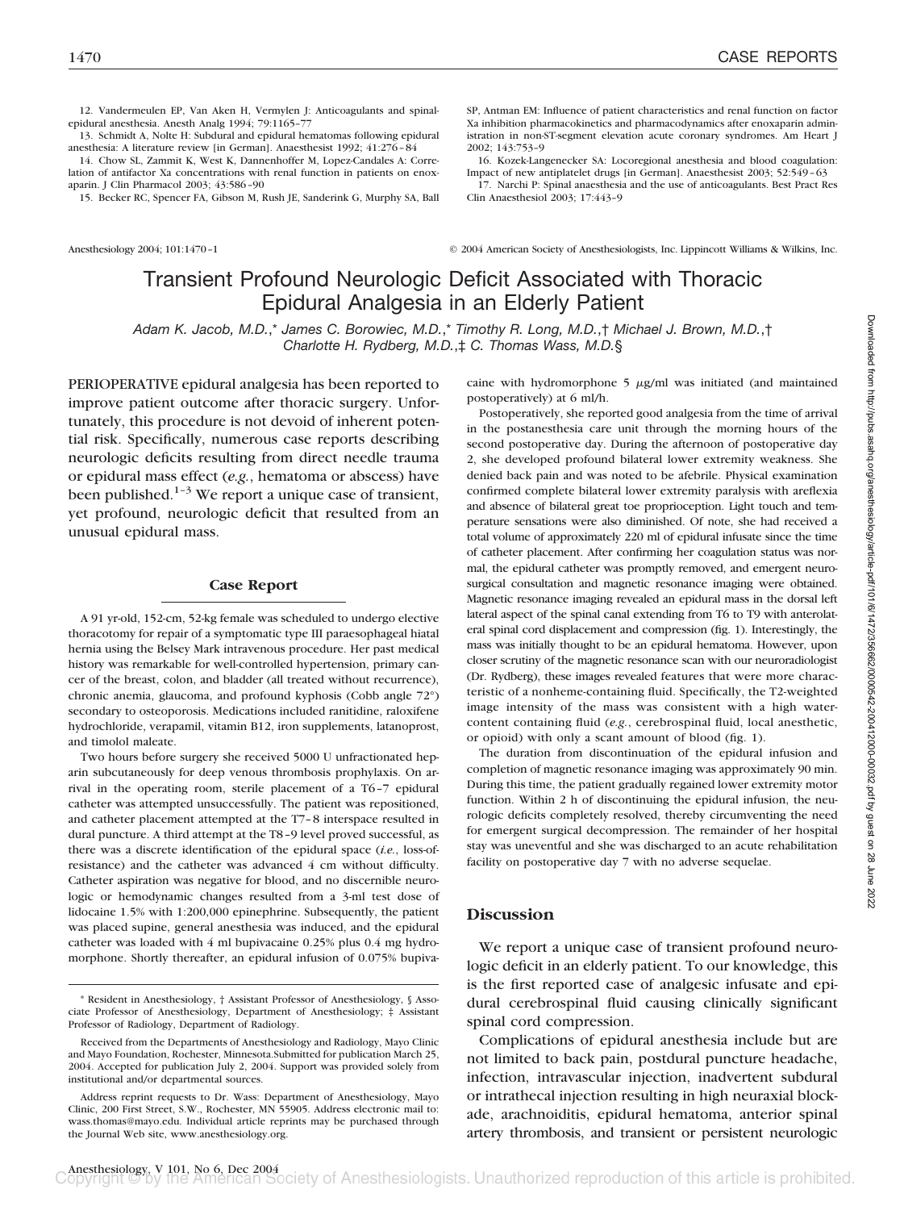12. Vandermeulen EP, Van Aken H, Vermylen J: Anticoagulants and spinal-epidural anesthesia. Anesth Analg 1994; 79:1165–77

13. Schmidt A, Nolte H: Subdural and epidural hematomas following epidural anesthesia: A literature review [in German]. Anaesthesist 1992; 41:276–84

14. Chow SL, Zammit K, West K, Dannenhoffer M, Lopez-Candales A: Correlation of antifactor Xa concentrations with renal function in patients on enoxaparin. J Clin Pharmacol 2003; 43:586–90

15. Becker RC, Spencer FA, Gibson M, Rush JE, Sanderink G, Murphy SA, Ball SP, Antman EM: Influence of patient characteristics and renal function on factor Xa inhibition pharmacokinetics and pharmacodynamics after enoxaparin administration in non-ST-segment elevation acute coronary syndromes. Am Heart J 2002; 143:753–9

16. Kozek-Langenecker SA: Locoregional anesthesia and blood coagulation: Impact of new antiplatelet drugs [in German]. Anaesthesist 2003; 52:549–63

17. Narchi P: Spinal anaesthesia and the use of anticoagulants. Best Pract Res Clin Anaesthesiol 2003; 17:443–9

Anesthesiology 2004; 101:1470–1 © 2004 American Society of Anesthesiologists, Inc. Lippincott Williams & Wilkins, Inc.

# Transient Profound Neurologic Deficit Associated with Thoracic Epidural Analgesia in an Elderly Patient

*Adam K. Jacob, M.D.,\* James C. Borowiec, M.D.,\* Timothy R. Long, M.D.,† Michael J. Brown, M.D.,† Charlotte H. Rydberg, M.D.,‡ C. Thomas Wass, M.D.§*

PERIOPERATIVE epidural analgesia has been reported to improve patient outcome after thoracic surgery. Unfortunately, this procedure is not devoid of inherent potential risk. Specifically, numerous case reports describing neurologic deficits resulting from direct needle trauma or epidural mass effect (*e.g.*, hematoma or abscess) have been published.[1–3] We report a unique case of transient, yet profound, neurologic deficit that resulted from an unusual epidural mass.

## Case Report

A 91 yr-old, 152-cm, 52-kg female was scheduled to undergo elective thoracotomy for repair of a symptomatic type III paraesophageal hiatal hernia using the Belsey Mark intravenous procedure. Her past medical history was remarkable for well-controlled hypertension, primary cancer of the breast, colon, and bladder (all treated without recurrence), chronic anemia, glaucoma, and profound kyphosis (Cobb angle 72°) secondary to osteoporosis. Medications included ranitidine, raloxifene hydrochloride, verapamil, vitamin B12, iron supplements, latanoprost, and timolol maleate.

Two hours before surgery she received 5000 U unfractionated heparin subcutaneously for deep venous thrombosis prophylaxis. On arrival in the operating room, sterile placement of a T6–7 epidural catheter was attempted unsuccessfully. The patient was repositioned, and catheter placement attempted at the T7–8 interspace resulted in dural puncture. A third attempt at the T8–9 level proved successful, as there was a discrete identification of the epidural space (*i.e.*, loss-of-resistance) and the catheter was advanced 4 cm without difficulty. Catheter aspiration was negative for blood, and no discernible neurologic or hemodynamic changes resulted from a 3-ml test dose of lidocaine 1.5% with 1:200,000 epinephrine. Subsequently, the patient was placed supine, general anesthesia was induced, and the epidural catheter was loaded with 4 ml bupivacaine 0.25% plus 0.4 mg hydromorphone. Shortly thereafter, an epidural infusion of 0.075% bupivacaine with hydromorphone 5 μg/ml was initiated (and maintained postoperatively) at 6 ml/h.

Postoperatively, she reported good analgesia from the time of arrival in the postanesthesia care unit through the morning hours of the second postoperative day. During the afternoon of postoperative day 2, she developed profound bilateral lower extremity weakness. She denied back pain and was noted to be afebrile. Physical examination confirmed complete bilateral lower extremity paralysis with areflexia and absence of bilateral great toe proprioception. Light touch and temperature sensations were also diminished. Of note, she had received a total volume of approximately 220 ml of epidural infusate since the time of catheter placement. After confirming her coagulation status was normal, the epidural catheter was promptly removed, and emergent neurosurgical consultation and magnetic resonance imaging were obtained. Magnetic resonance imaging revealed an epidural mass in the dorsal left lateral aspect of the spinal canal extending from T6 to T9 with anterolateral spinal cord displacement and compression (fig. 1). Interestingly, the mass was initially thought to be an epidural hematoma. However, upon closer scrutiny of the magnetic resonance scan with our neuroradiologist (Dr. Rydberg), these images revealed features that were more characteristic of a nonheme-containing fluid. Specifically, the T2-weighted image intensity of the mass was consistent with a high water-content containing fluid (*e.g.*, cerebrospinal fluid, local anesthetic, or opioid) with only a scant amount of blood (fig. 1).

The duration from discontinuation of the epidural infusion and completion of magnetic resonance imaging was approximately 90 min. During this time, the patient gradually regained lower extremity motor function. Within 2 h of discontinuing the epidural infusion, the neurologic deficits completely resolved, thereby circumventing the need for emergent surgical decompression. The remainder of her hospital stay was uneventful and she was discharged to an acute rehabilitation facility on postoperative day 7 with no adverse sequelae.

## Discussion

We report a unique case of transient profound neurologic deficit in an elderly patient. To our knowledge, this is the first reported case of analgesic infusate and epidural cerebrospinal fluid causing clinically significant spinal cord compression.

Complications of epidural anesthesia include but are not limited to back pain, postdural puncture headache, infection, intravascular injection, inadvertent subdural or intrathecal injection resulting in high neuraxial blockade, arachnoiditis, epidural hematoma, anterior spinal artery thrombosis, and transient or persistent neurologic

\* Resident in Anesthesiology, † Assistant Professor of Anesthesiology, § Associate Professor of Anesthesiology, Department of Anesthesiology; ‡ Assistant Professor of Radiology, Department of Radiology.

Received from the Departments of Anesthesiology and Radiology, Mayo Clinic and Mayo Foundation, Rochester, Minnesota. Submitted for publication March 25, 2004. Accepted for publication July 2, 2004. Support was provided solely from institutional and/or departmental sources.

Address reprint requests to Dr. Wass: Department of Anesthesiology, Mayo Clinic, 200 First Street, S.W., Rochester, MN 55905. Address electronic mail to: wass.thomas@mayo.edu. Individual article reprints may be purchased through the Journal Web site, www.anesthesiology.org.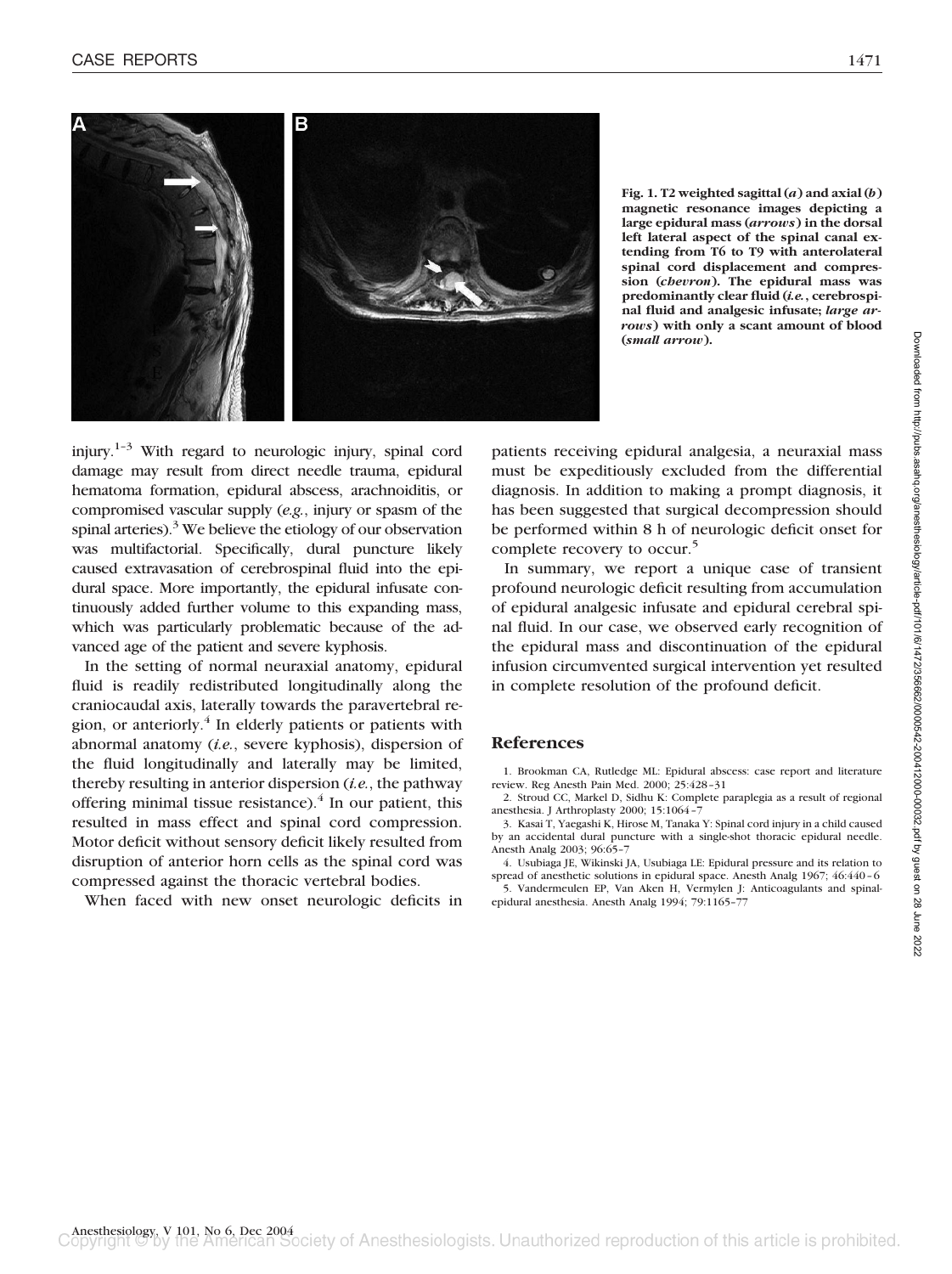Fig. 1. T2 weighted sagittal (*a*) and axial (*b*) magnetic resonance images depicting a large epidural mass (*arrows*) in the dorsal left lateral aspect of the spinal canal extending from T6 to T9 with anterolateral spinal cord displacement and compression (*chevron*). The epidural mass was predominantly clear fluid (*i.e.*, cerebrospinal fluid and analgesic infusate; *large arrows*) with only a scant amount of blood (*small arrow*).

injury.[1–3] With regard to neurologic injury, spinal cord damage may result from direct needle trauma, epidural hematoma formation, epidural abscess, arachnoiditis, or compromised vascular supply (*e.g.*, injury or spasm of the spinal arteries).[3] We believe the etiology of our observation was multifactorial. Specifically, dural puncture likely caused extravasation of cerebrospinal fluid into the epidural space. More importantly, the epidural infusate continuously added further volume to this expanding mass, which was particularly problematic because of the advanced age of the patient and severe kyphosis.

In the setting of normal neuraxial anatomy, epidural fluid is readily redistributed longitudinally along the craniocaudal axis, laterally towards the paravertebral region, or anteriorly.[4] In elderly patients or patients with abnormal anatomy (*i.e.*, severe kyphosis), dispersion of the fluid longitudinally and laterally may be limited, thereby resulting in anterior dispersion (*i.e.*, the pathway offering minimal tissue resistance).[4] In our patient, this resulted in mass effect and spinal cord compression. Motor deficit without sensory deficit likely resulted from disruption of anterior horn cells as the spinal cord was compressed against the thoracic vertebral bodies.

When faced with new onset neurologic deficits in patients receiving epidural analgesia, a neuraxial mass must be expeditiously excluded from the differential diagnosis. In addition to making a prompt diagnosis, it has been suggested that surgical decompression should be performed within 8 h of neurologic deficit onset for complete recovery to occur.[5]

In summary, we report a unique case of transient profound neurologic deficit resulting from accumulation of epidural analgesic infusate and epidural cerebral spinal fluid. In our case, we observed early recognition of the epidural mass and discontinuation of the epidural infusion circumvented surgical intervention yet resulted in complete resolution of the profound deficit.

## References

1. Brookman CA, Rutledge ML: Epidural abscess: case report and literature review. Reg Anesth Pain Med. 2000; 25:428–31
2. Stroud CC, Markel D, Sidhu K: Complete paraplegia as a result of regional anesthesia. J Arthroplasty 2000; 15:1064–7
3. Kasai T, Yaegashi K, Hirose M, Tanaka Y: Spinal cord injury in a child caused by an accidental dural puncture with a single-shot thoracic epidural needle. Anesth Analg 2003; 96:65–7
4. Usubiaga JE, Wikinski JA, Usubiaga LE: Epidural pressure and its relation to spread of anesthetic solutions in epidural space. Anesth Analg 1967; 46:440–6
5. Vandermeulen EP, Van Aken H, Vermylen J: Anticoagulants and spinal-epidural anesthesia. Anesth Analg 1994; 79:1165–77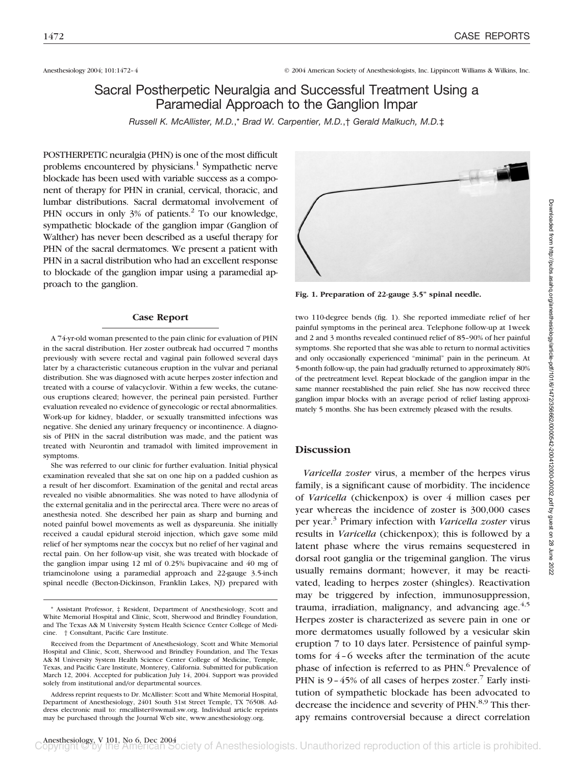Anesthesiology 2004; 101:1472–4 © 2004 American Society of Anesthesiologists, Inc. Lippincott Williams & Wilkins, Inc.

# Sacral Postherpetic Neuralgia and Successful Treatment Using a Paramedial Approach to the Ganglion Impar

*Russell K. McAllister, M.D.,\* Brad W. Carpentier, M.D.,† Gerald Malkuch, M.D.‡*

POSTHERPETIC neuralgia (PHN) is one of the most difficult problems encountered by physicians.[1] Sympathetic nerve blockade has been used with variable success as a component of therapy for PHN in cranial, cervical, thoracic, and lumbar distributions. Sacral dermatomal involvement of PHN occurs in only 3% of patients.[2] To our knowledge, sympathetic blockade of the ganglion impar (Ganglion of Walther) has never been described as a useful therapy for PHN of the sacral dermatomes. We present a patient with PHN in a sacral distribution who had an excellent response to blockade of the ganglion impar using a paramedial approach to the ganglion.

## Case Report

A 74-yr-old woman presented to the pain clinic for evaluation of PHN in the sacral distribution. Her zoster outbreak had occurred 7 months previously with severe rectal and vaginal pain followed several days later by a characteristic cutaneous eruption in the vulvar and perianal distribution. She was diagnosed with acute herpes zoster infection and treated with a course of valacyclovir. Within a few weeks, the cutaneous eruptions cleared; however, the perineal pain persisted. Further evaluation revealed no evidence of gynecologic or rectal abnormalities. Work-up for kidney, bladder, or sexually transmitted infections was negative. She denied any urinary frequency or incontinence. A diagnosis of PHN in the sacral distribution was made, and the patient was treated with Neurontin and tramadol with limited improvement in symptoms.

She was referred to our clinic for further evaluation. Initial physical examination revealed that she sat on one hip on a padded cushion as a result of her discomfort. Examination of the genital and rectal areas revealed no visible abnormalities. She was noted to have allodynia of the external genitalia and in the perirectal area. There were no areas of anesthesia noted. She described her pain as sharp and burning and noted painful bowel movements as well as dyspareunia. She initially received a caudal epidural steroid injection, which gave some mild relief of her symptoms near the coccyx but no relief of her vaginal and rectal pain. On her follow-up visit, she was treated with blockade of the ganglion impar using 12 ml of 0.25% bupivacaine and 40 mg of triamcinolone using a paramedial approach and 22-gauge 3.5-inch spinal needle (Becton-Dickinson, Franklin Lakes, NJ) prepared with two 110-degree bends (fig. 1). She reported immediate relief of her painful symptoms in the perineal area. Telephone follow-up at 1week and 2 and 3 months revealed continued relief of 85–90% of her painful symptoms. She reported that she was able to return to normal activities and only occasionally experienced "minimal" pain in the perineum. At 5-month follow-up, the pain had gradually returned to approximately 80% of the pretreatment level. Repeat blockade of the ganglion impar in the same manner reestablished the pain relief. She has now received three ganglion impar blocks with an average period of relief lasting approximately 5 months. She has been extremely pleased with the results.

**Fig. 1. Preparation of 22-gauge 3.5" spinal needle.**

## Discussion

*Varicella zoster* virus, a member of the herpes virus family, is a significant cause of morbidity. The incidence of *Varicella* (chickenpox) is over 4 million cases per year whereas the incidence of zoster is 300,000 cases per year.[3] Primary infection with *Varicella zoster* virus results in *Varicella* (chickenpox); this is followed by a latent phase where the virus remains sequestered in dorsal root ganglia or the trigeminal ganglion. The virus usually remains dormant; however, it may be reactivated, leading to herpes zoster (shingles). Reactivation may be triggered by infection, immunosuppression, trauma, irradiation, malignancy, and advancing age.[4,5] Herpes zoster is characterized as severe pain in one or more dermatomes usually followed by a vesicular skin eruption 7 to 10 days later. Persistence of painful symptoms for 4–6 weeks after the termination of the acute phase of infection is referred to as PHN.[6] Prevalence of PHN is 9–45% of all cases of herpes zoster.[7] Early institution of sympathetic blockade has been advocated to decrease the incidence and severity of PHN.[8,9] This therapy remains controversial because a direct correlation

\* Assistant Professor, ‡ Resident, Department of Anesthesiology, Scott and White Memorial Hospital and Clinic, Scott, Sherwood and Brindley Foundation, and The Texas A& M University System Health Science Center College of Medicine. † Consultant, Pacific Care Institute.

Received from the Department of Anesthesiology, Scott and White Memorial Hospital and Clinic, Scott, Sherwood and Brindley Foundation, and The Texas A& M University System Health Science Center College of Medicine, Temple, Texas, and Pacific Care Institute, Monterey, California. Submitted for publication March 12, 2004. Accepted for publication July 14, 2004. Support was provided solely from institutional and/or departmental sources.

Address reprint requests to Dr. McAllister: Scott and White Memorial Hospital, Department of Anesthesiology, 2401 South 31st Street Temple, TX 76508. Address electronic mail to: rmcallister@swmail.sw.org. Individual article reprints may be purchased through the Journal Web site, www.anesthesiology.org.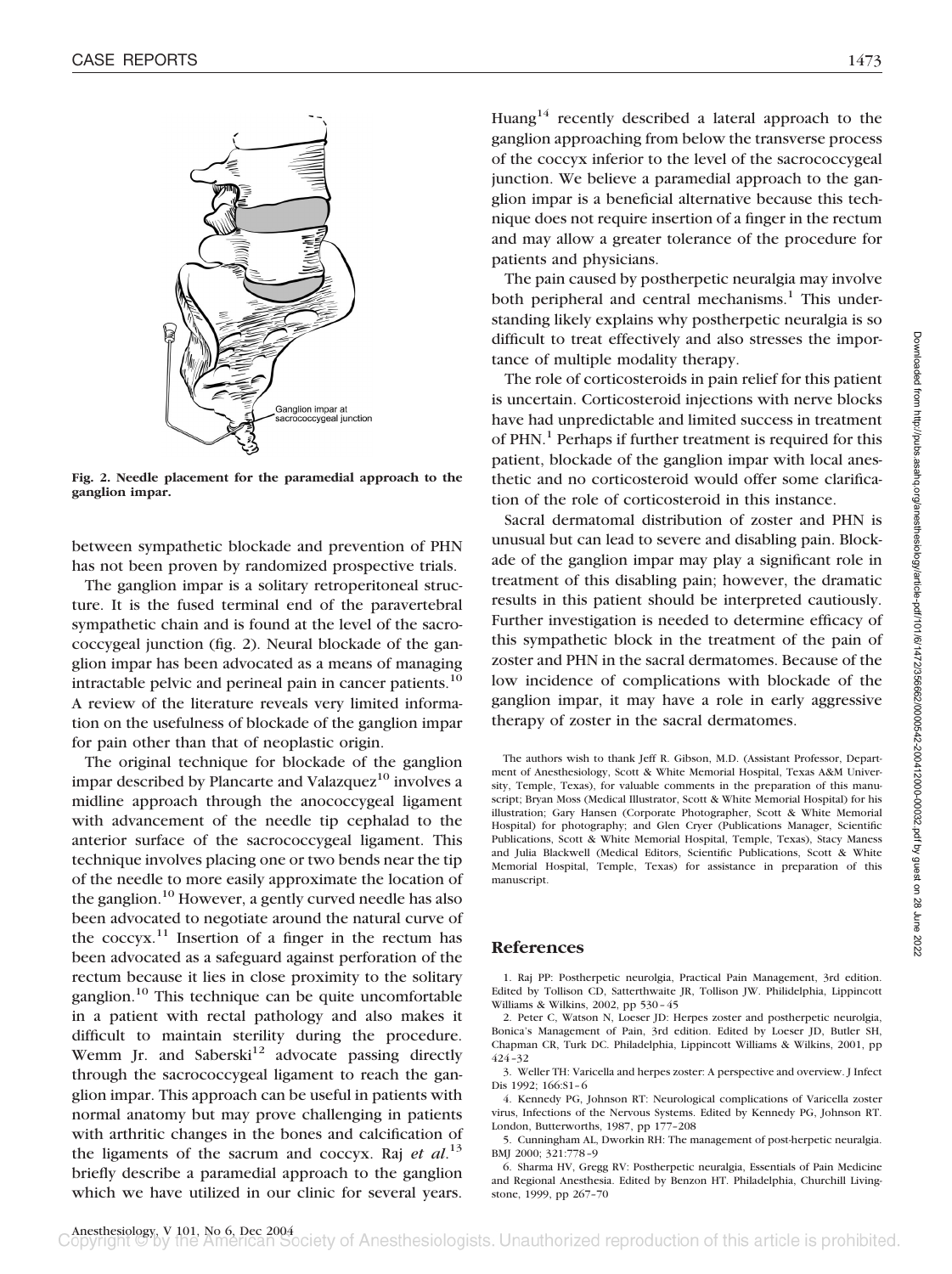Ganglion impar at sacrococcygeal junction

**Fig. 2. Needle placement for the paramedial approach to the ganglion impar.**

between sympathetic blockade and prevention of PHN has not been proven by randomized prospective trials.

The ganglion impar is a solitary retroperitoneal structure. It is the fused terminal end of the paravertebral sympathetic chain and is found at the level of the sacrococcygeal junction (fig. 2). Neural blockade of the ganglion impar has been advocated as a means of managing intractable pelvic and perineal pain in cancer patients.[10] A review of the literature reveals very limited information on the usefulness of blockade of the ganglion impar for pain other than that of neoplastic origin.

The original technique for blockade of the ganglion impar described by Plancarte and Valazquez[10] involves a midline approach through the anococcygeal ligament with advancement of the needle tip cephalad to the anterior surface of the sacrococcygeal ligament. This technique involves placing one or two bends near the tip of the needle to more easily approximate the location of the ganglion.[10] However, a gently curved needle has also been advocated to negotiate around the natural curve of the coccyx.[11] Insertion of a finger in the rectum has been advocated as a safeguard against perforation of the rectum because it lies in close proximity to the solitary ganglion.[10] This technique can be quite uncomfortable in a patient with rectal pathology and also makes it difficult to maintain sterility during the procedure. Wemm Jr. and Saberski[12] advocate passing directly through the sacrococcygeal ligament to reach the ganglion impar. This approach can be useful in patients with normal anatomy but may prove challenging in patients with arthritic changes in the bones and calcification of the ligaments of the sacrum and coccyx. Raj *et al.*[13] briefly describe a paramedial approach to the ganglion which we have utilized in our clinic for several years. Huang[14] recently described a lateral approach to the ganglion approaching from below the transverse process of the coccyx inferior to the level of the sacrococcygeal junction. We believe a paramedial approach to the ganglion impar is a beneficial alternative because this technique does not require insertion of a finger in the rectum and may allow a greater tolerance of the procedure for patients and physicians.

The pain caused by postherpetic neuralgia may involve both peripheral and central mechanisms.[1] This understanding likely explains why postherpetic neuralgia is so difficult to treat effectively and also stresses the importance of multiple modality therapy.

The role of corticosteroids in pain relief for this patient is uncertain. Corticosteroid injections with nerve blocks have had unpredictable and limited success in treatment of PHN.[1] Perhaps if further treatment is required for this patient, blockade of the ganglion impar with local anesthetic and no corticosteroid would offer some clarification of the role of corticosteroid in this instance.

Sacral dermatomal distribution of zoster and PHN is unusual but can lead to severe and disabling pain. Blockade of the ganglion impar may play a significant role in treatment of this disabling pain; however, the dramatic results in this patient should be interpreted cautiously. Further investigation is needed to determine efficacy of this sympathetic block in the treatment of the pain of zoster and PHN in the sacral dermatomes. Because of the low incidence of complications with blockade of the ganglion impar, it may have a role in early aggressive therapy of zoster in the sacral dermatomes.

The authors wish to thank Jeff R. Gibson, M.D. (Assistant Professor, Department of Anesthesiology, Scott & White Memorial Hospital, Texas A&M University, Temple, Texas), for valuable comments in the preparation of this manuscript; Bryan Moss (Medical Illustrator, Scott & White Memorial Hospital) for his illustration; Gary Hansen (Corporate Photographer, Scott & White Memorial Hospital) for photography; and Glen Cryer (Publications Manager, Scientific Publications, Scott & White Memorial Hospital, Temple, Texas), Stacy Maness and Julia Blackwell (Medical Editors, Scientific Publications, Scott & White Memorial Hospital, Temple, Texas) for assistance in preparation of this manuscript.

## References

1. Raj PP: Postherpetic neurolgia, Practical Pain Management, 3rd edition. Edited by Tollison CD, Satterthwaite JR, Tollison JW. Philidelphia, Lippincott Williams & Wilkins, 2002, pp 530–45
2. Peter C, Watson N, Loeser JD: Herpes zoster and postherpetic neurolgia, Bonica's Management of Pain, 3rd edition. Edited by Loeser JD, Butler SH, Chapman CR, Turk DC. Philadelphia, Lippincott Williams & Wilkins, 2001, pp 424–32
3. Weller TH: Varicella and herpes zoster: A perspective and overview. J Infect Dis 1992; 166:S1–6
4. Kennedy PG, Johnson RT: Neurological complications of Varicella zoster virus, Infections of the Nervous Systems. Edited by Kennedy PG, Johnson RT. London, Butterworths, 1987, pp 177–208
5. Cunningham AL, Dworkin RH: The management of post-herpetic neuralgia. BMJ 2000; 321:778–9
6. Sharma HV, Gregg RV: Postherpetic neuralgia, Essentials of Pain Medicine and Regional Anesthesia. Edited by Benzon HT. Philadelphia, Churchill Livingstone, 1999, pp 267–70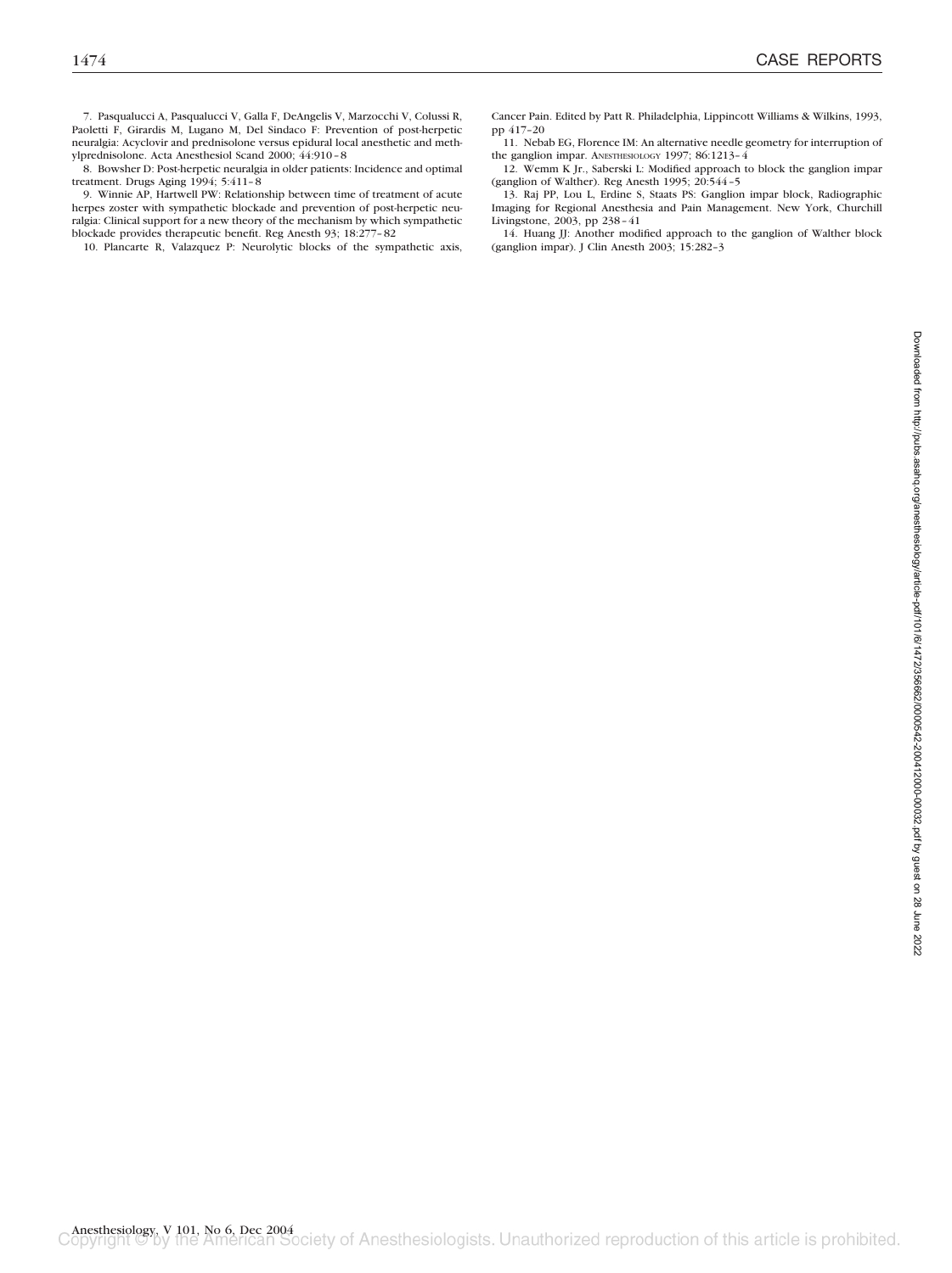7. Pasqualucci A, Pasqualucci V, Galla F, DeAngelis V, Marzocchi V, Colussi R, Paoletti F, Girardis M, Lugano M, Del Sindaco F: Prevention of post-herpetic neuralgia: Acyclovir and prednisolone versus epidural local anesthetic and methylprednisolone. Acta Anesthesiol Scand 2000; 44:910–8

8. Bowsher D: Post-herpetic neuralgia in older patients: Incidence and optimal treatment. Drugs Aging 1994; 5:411–8

9. Winnie AP, Hartwell PW: Relationship between time of treatment of acute herpes zoster with sympathetic blockade and prevention of post-herpetic neuralgia: Clinical support for a new theory of the mechanism by which sympathetic blockade provides therapeutic benefit. Reg Anesth 93; 18:277–82

10. Plancarte R, Valazquez P: Neurolytic blocks of the sympathetic axis, Cancer Pain. Edited by Patt R. Philadelphia, Lippincott Williams & Wilkins, 1993, pp 417–20

11. Nebab EG, Florence IM: An alternative needle geometry for interruption of the ganglion impar. ANESTHESIOLOGY 1997; 86:1213–4

12. Wemm K Jr., Saberski L: Modified approach to block the ganglion impar (ganglion of Walther). Reg Anesth 1995; 20:544–5

13. Raj PP, Lou L, Erdine S, Staats PS: Ganglion impar block, Radiographic Imaging for Regional Anesthesia and Pain Management. New York, Churchill Livingstone, 2003, pp 238–41

14. Huang JJ: Another modified approach to the ganglion of Walther block (ganglion impar). J Clin Anesth 2003; 15:282–3